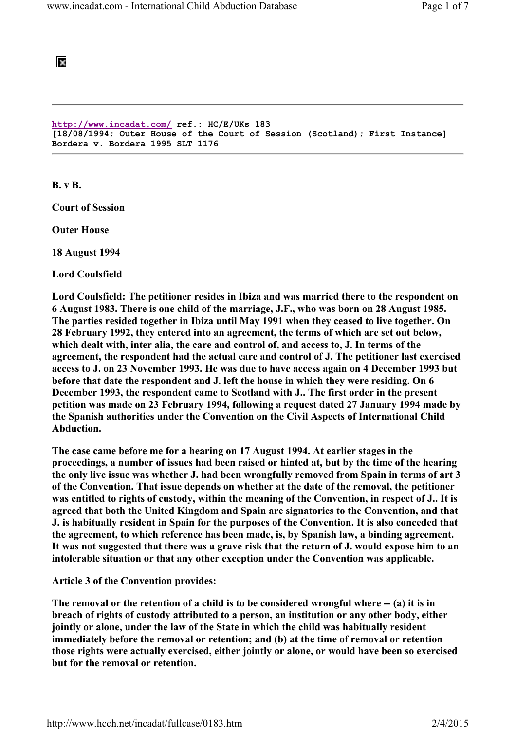http://www.incadat.com/ ref.: HC/E/UKs 183
[18/08/1994; Outer House of the Court of Session (Scotland); First Instance]
Bordera v. Bordera 1995 SLT 1176

---

**B. v B.**

**Court of Session**

**Outer House**

**18 August 1994**

**Lord Coulsfield**

**Lord Coulsfield: The petitioner resides in Ibiza and was married there to the respondent on 6 August 1983. There is one child of the marriage, J.F., who was born on 28 August 1985. The parties resided together in Ibiza until May 1991 when they ceased to live together. On 28 February 1992, they entered into an agreement, the terms of which are set out below, which dealt with, inter alia, the care and control of, and access to, J. In terms of the agreement, the respondent had the actual care and control of J. The petitioner last exercised access to J. on 23 November 1993. He was due to have access again on 4 December 1993 but before that date the respondent and J. left the house in which they were residing. On 6 December 1993, the respondent came to Scotland with J.. The first order in the present petition was made on 23 February 1994, following a request dated 27 January 1994 made by the Spanish authorities under the Convention on the Civil Aspects of International Child Abduction.**

**The case came before me for a hearing on 17 August 1994. At earlier stages in the proceedings, a number of issues had been raised or hinted at, but by the time of the hearing the only live issue was whether J. had been wrongfully removed from Spain in terms of art 3 of the Convention. That issue depends on whether at the date of the removal, the petitioner was entitled to rights of custody, within the meaning of the Convention, in respect of J.. It is agreed that both the United Kingdom and Spain are signatories to the Convention, and that J. is habitually resident in Spain for the purposes of the Convention. It is also conceded that the agreement, to which reference has been made, is, by Spanish law, a binding agreement. It was not suggested that there was a grave risk that the return of J. would expose him to an intolerable situation or that any other exception under the Convention was applicable.**

**Article 3 of the Convention provides:**

**The removal or the retention of a child is to be considered wrongful where -- (a) it is in breach of rights of custody attributed to a person, an institution or any other body, either jointly or alone, under the law of the State in which the child was habitually resident immediately before the removal or retention; and (b) at the time of removal or retention those rights were actually exercised, either jointly or alone, or would have been so exercised but for the removal or retention.**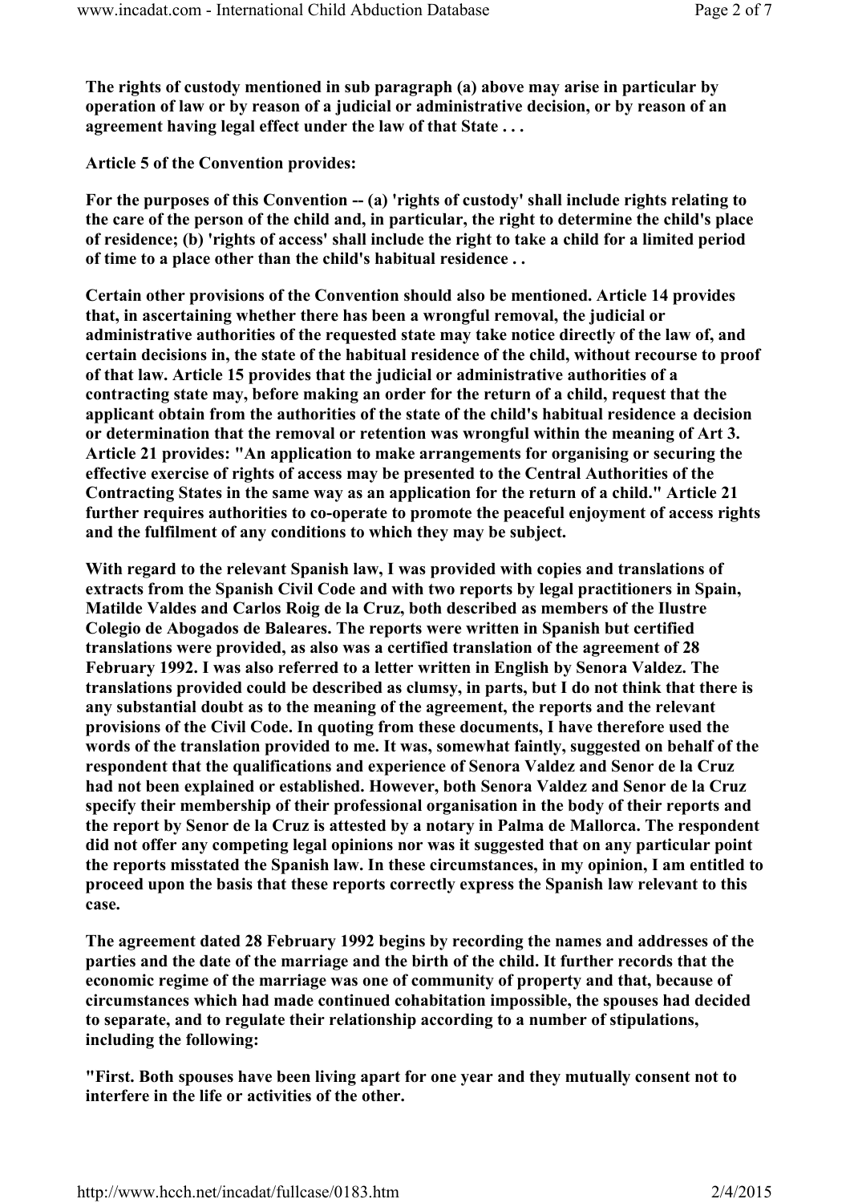**The rights of custody mentioned in sub paragraph (a) above may arise in particular by operation of law or by reason of a judicial or administrative decision, or by reason of an agreement having legal effect under the law of that State . . .**

**Article 5 of the Convention provides:**

**For the purposes of this Convention -- (a) 'rights of custody' shall include rights relating to the care of the person of the child and, in particular, the right to determine the child's place of residence; (b) 'rights of access' shall include the right to take a child for a limited period of time to a place other than the child's habitual residence . .**

**Certain other provisions of the Convention should also be mentioned. Article 14 provides that, in ascertaining whether there has been a wrongful removal, the judicial or administrative authorities of the requested state may take notice directly of the law of, and certain decisions in, the state of the habitual residence of the child, without recourse to proof of that law. Article 15 provides that the judicial or administrative authorities of a contracting state may, before making an order for the return of a child, request that the applicant obtain from the authorities of the state of the child's habitual residence a decision or determination that the removal or retention was wrongful within the meaning of Art 3. Article 21 provides: "An application to make arrangements for organising or securing the effective exercise of rights of access may be presented to the Central Authorities of the Contracting States in the same way as an application for the return of a child." Article 21 further requires authorities to co-operate to promote the peaceful enjoyment of access rights and the fulfilment of any conditions to which they may be subject.**

**With regard to the relevant Spanish law, I was provided with copies and translations of extracts from the Spanish Civil Code and with two reports by legal practitioners in Spain, Matilde Valdes and Carlos Roig de la Cruz, both described as members of the Ilustre Colegio de Abogados de Baleares. The reports were written in Spanish but certified translations were provided, as also was a certified translation of the agreement of 28 February 1992. I was also referred to a letter written in English by Senora Valdez. The translations provided could be described as clumsy, in parts, but I do not think that there is any substantial doubt as to the meaning of the agreement, the reports and the relevant provisions of the Civil Code. In quoting from these documents, I have therefore used the words of the translation provided to me. It was, somewhat faintly, suggested on behalf of the respondent that the qualifications and experience of Senora Valdez and Senor de la Cruz had not been explained or established. However, both Senora Valdez and Senor de la Cruz specify their membership of their professional organisation in the body of their reports and the report by Senor de la Cruz is attested by a notary in Palma de Mallorca. The respondent did not offer any competing legal opinions nor was it suggested that on any particular point the reports misstated the Spanish law. In these circumstances, in my opinion, I am entitled to proceed upon the basis that these reports correctly express the Spanish law relevant to this case.**

**The agreement dated 28 February 1992 begins by recording the names and addresses of the parties and the date of the marriage and the birth of the child. It further records that the economic regime of the marriage was one of community of property and that, because of circumstances which had made continued cohabitation impossible, the spouses had decided to separate, and to regulate their relationship according to a number of stipulations, including the following:**

**"First. Both spouses have been living apart for one year and they mutually consent not to interfere in the life or activities of the other.**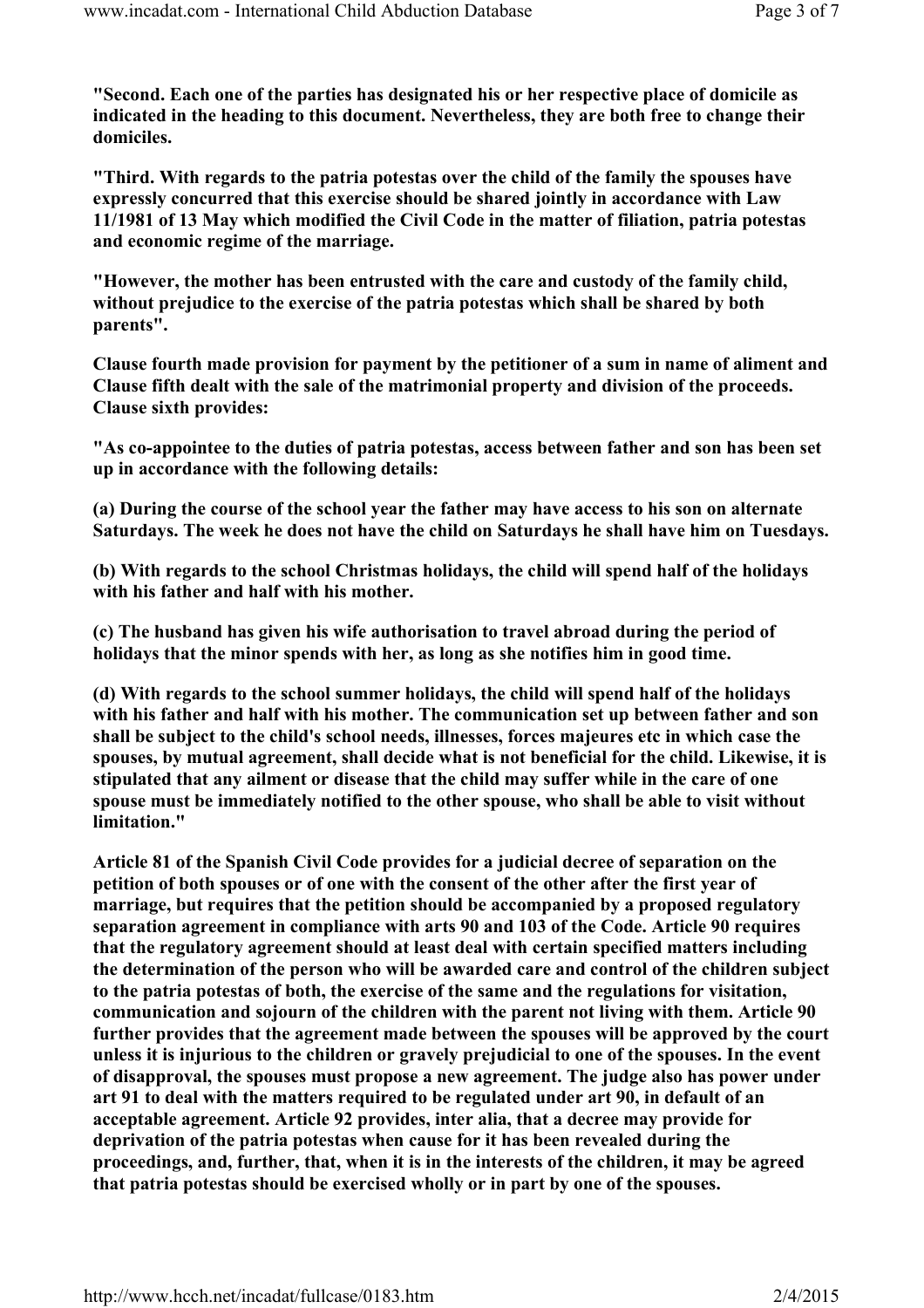"Second. Each one of the parties has designated his or her respective place of domicile as indicated in the heading to this document. Nevertheless, they are both free to change their domiciles.

"Third. With regards to the patria potestas over the child of the family the spouses have expressly concurred that this exercise should be shared jointly in accordance with Law 11/1981 of 13 May which modified the Civil Code in the matter of filiation, patria potestas and economic regime of the marriage.

"However, the mother has been entrusted with the care and custody of the family child, without prejudice to the exercise of the patria potestas which shall be shared by both parents".

Clause fourth made provision for payment by the petitioner of a sum in name of aliment and Clause fifth dealt with the sale of the matrimonial property and division of the proceeds. Clause sixth provides:

"As co-appointee to the duties of patria potestas, access between father and son has been set up in accordance with the following details:

(a) During the course of the school year the father may have access to his son on alternate Saturdays. The week he does not have the child on Saturdays he shall have him on Tuesdays.

(b) With regards to the school Christmas holidays, the child will spend half of the holidays with his father and half with his mother.

(c) The husband has given his wife authorisation to travel abroad during the period of holidays that the minor spends with her, as long as she notifies him in good time.

(d) With regards to the school summer holidays, the child will spend half of the holidays with his father and half with his mother. The communication set up between father and son shall be subject to the child's school needs, illnesses, forces majeures etc in which case the spouses, by mutual agreement, shall decide what is not beneficial for the child. Likewise, it is stipulated that any ailment or disease that the child may suffer while in the care of one spouse must be immediately notified to the other spouse, who shall be able to visit without limitation."

Article 81 of the Spanish Civil Code provides for a judicial decree of separation on the petition of both spouses or of one with the consent of the other after the first year of marriage, but requires that the petition should be accompanied by a proposed regulatory separation agreement in compliance with arts 90 and 103 of the Code. Article 90 requires that the regulatory agreement should at least deal with certain specified matters including the determination of the person who will be awarded care and control of the children subject to the patria potestas of both, the exercise of the same and the regulations for visitation, communication and sojourn of the children with the parent not living with them. Article 90 further provides that the agreement made between the spouses will be approved by the court unless it is injurious to the children or gravely prejudicial to one of the spouses. In the event of disapproval, the spouses must propose a new agreement. The judge also has power under art 91 to deal with the matters required to be regulated under art 90, in default of an acceptable agreement. Article 92 provides, inter alia, that a decree may provide for deprivation of the patria potestas when cause for it has been revealed during the proceedings, and, further, that, when it is in the interests of the children, it may be agreed that patria potestas should be exercised wholly or in part by one of the spouses.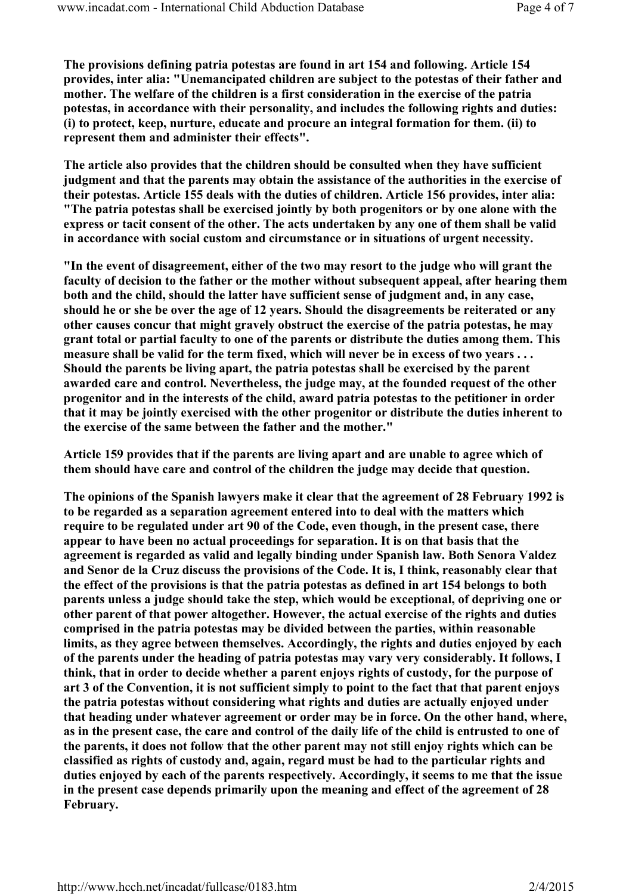**The provisions defining patria potestas are found in art 154 and following. Article 154 provides, inter alia: "Unemancipated children are subject to the potestas of their father and mother. The welfare of the children is a first consideration in the exercise of the patria potestas, in accordance with their personality, and includes the following rights and duties: (i) to protect, keep, nurture, educate and procure an integral formation for them. (ii) to represent them and administer their effects".**

**The article also provides that the children should be consulted when they have sufficient judgment and that the parents may obtain the assistance of the authorities in the exercise of their potestas. Article 155 deals with the duties of children. Article 156 provides, inter alia: "The patria potestas shall be exercised jointly by both progenitors or by one alone with the express or tacit consent of the other. The acts undertaken by any one of them shall be valid in accordance with social custom and circumstance or in situations of urgent necessity.**

**"In the event of disagreement, either of the two may resort to the judge who will grant the faculty of decision to the father or the mother without subsequent appeal, after hearing them both and the child, should the latter have sufficient sense of judgment and, in any case, should he or she be over the age of 12 years. Should the disagreements be reiterated or any other causes concur that might gravely obstruct the exercise of the patria potestas, he may grant total or partial faculty to one of the parents or distribute the duties among them. This measure shall be valid for the term fixed, which will never be in excess of two years . . . Should the parents be living apart, the patria potestas shall be exercised by the parent awarded care and control. Nevertheless, the judge may, at the founded request of the other progenitor and in the interests of the child, award patria potestas to the petitioner in order that it may be jointly exercised with the other progenitor or distribute the duties inherent to the exercise of the same between the father and the mother."**

**Article 159 provides that if the parents are living apart and are unable to agree which of them should have care and control of the children the judge may decide that question.**

**The opinions of the Spanish lawyers make it clear that the agreement of 28 February 1992 is to be regarded as a separation agreement entered into to deal with the matters which require to be regulated under art 90 of the Code, even though, in the present case, there appear to have been no actual proceedings for separation. It is on that basis that the agreement is regarded as valid and legally binding under Spanish law. Both Senora Valdez and Senor de la Cruz discuss the provisions of the Code. It is, I think, reasonably clear that the effect of the provisions is that the patria potestas as defined in art 154 belongs to both parents unless a judge should take the step, which would be exceptional, of depriving one or other parent of that power altogether. However, the actual exercise of the rights and duties comprised in the patria potestas may be divided between the parties, within reasonable limits, as they agree between themselves. Accordingly, the rights and duties enjoyed by each of the parents under the heading of patria potestas may vary very considerably. It follows, I think, that in order to decide whether a parent enjoys rights of custody, for the purpose of art 3 of the Convention, it is not sufficient simply to point to the fact that that parent enjoys the patria potestas without considering what rights and duties are actually enjoyed under that heading under whatever agreement or order may be in force. On the other hand, where, as in the present case, the care and control of the daily life of the child is entrusted to one of the parents, it does not follow that the other parent may not still enjoy rights which can be classified as rights of custody and, again, regard must be had to the particular rights and duties enjoyed by each of the parents respectively. Accordingly, it seems to me that the issue in the present case depends primarily upon the meaning and effect of the agreement of 28 February.**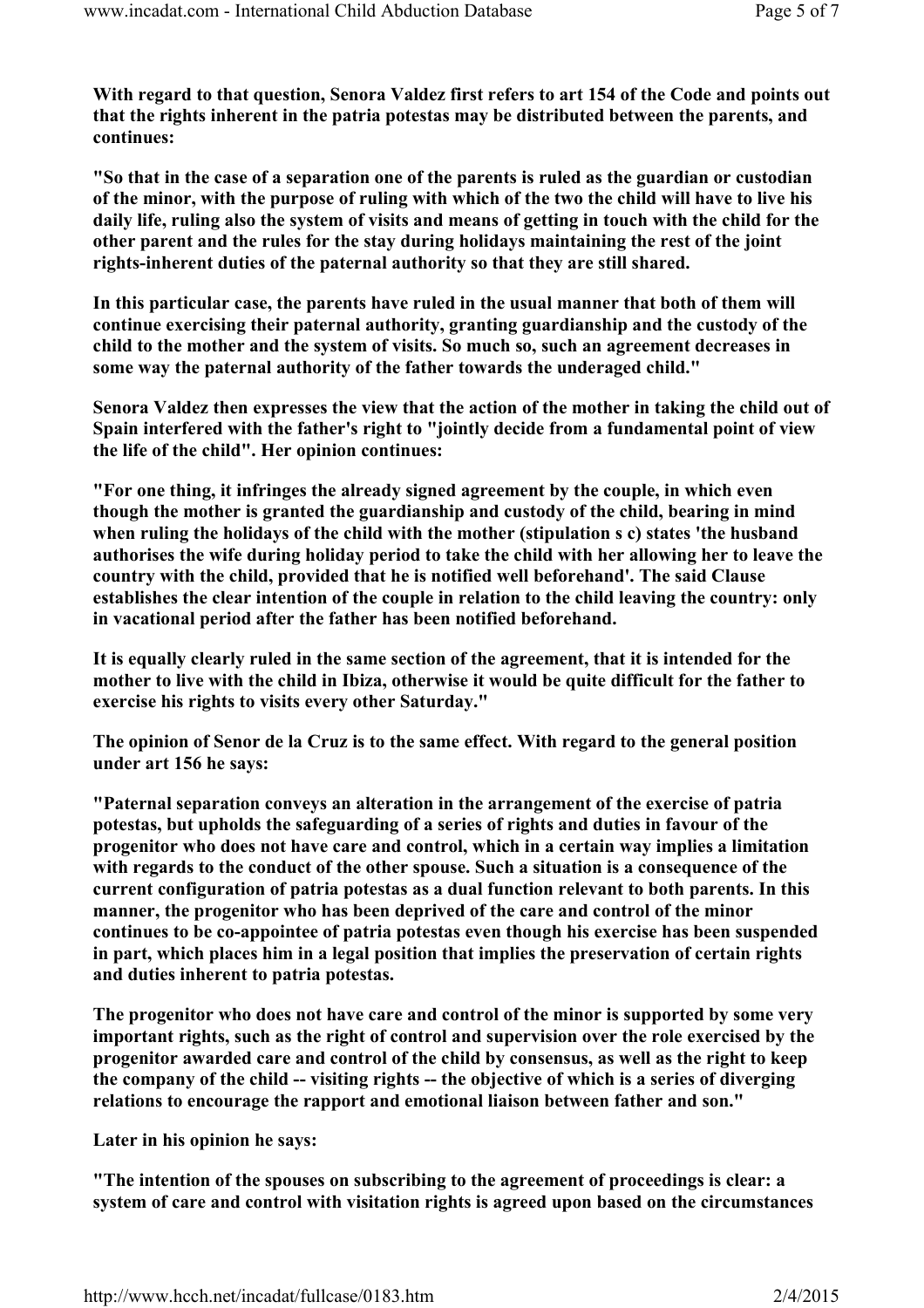With regard to that question, Senora Valdez first refers to art 154 of the Code and points out that the rights inherent in the patria potestas may be distributed between the parents, and continues:

"So that in the case of a separation one of the parents is ruled as the guardian or custodian of the minor, with the purpose of ruling with which of the two the child will have to live his daily life, ruling also the system of visits and means of getting in touch with the child for the other parent and the rules for the stay during holidays maintaining the rest of the joint rights-inherent duties of the paternal authority so that they are still shared.

In this particular case, the parents have ruled in the usual manner that both of them will continue exercising their paternal authority, granting guardianship and the custody of the child to the mother and the system of visits. So much so, such an agreement decreases in some way the paternal authority of the father towards the underaged child."

Senora Valdez then expresses the view that the action of the mother in taking the child out of Spain interfered with the father's right to "jointly decide from a fundamental point of view the life of the child". Her opinion continues:

"For one thing, it infringes the already signed agreement by the couple, in which even though the mother is granted the guardianship and custody of the child, bearing in mind when ruling the holidays of the child with the mother (stipulation s c) states 'the husband authorises the wife during holiday period to take the child with her allowing her to leave the country with the child, provided that he is notified well beforehand'. The said Clause establishes the clear intention of the couple in relation to the child leaving the country: only in vacational period after the father has been notified beforehand.

It is equally clearly ruled in the same section of the agreement, that it is intended for the mother to live with the child in Ibiza, otherwise it would be quite difficult for the father to exercise his rights to visits every other Saturday."

The opinion of Senor de la Cruz is to the same effect. With regard to the general position under art 156 he says:

"Paternal separation conveys an alteration in the arrangement of the exercise of patria potestas, but upholds the safeguarding of a series of rights and duties in favour of the progenitor who does not have care and control, which in a certain way implies a limitation with regards to the conduct of the other spouse. Such a situation is a consequence of the current configuration of patria potestas as a dual function relevant to both parents. In this manner, the progenitor who has been deprived of the care and control of the minor continues to be co-appointee of patria potestas even though his exercise has been suspended in part, which places him in a legal position that implies the preservation of certain rights and duties inherent to patria potestas.

The progenitor who does not have care and control of the minor is supported by some very important rights, such as the right of control and supervision over the role exercised by the progenitor awarded care and control of the child by consensus, as well as the right to keep the company of the child -- visiting rights -- the objective of which is a series of diverging relations to encourage the rapport and emotional liaison between father and son."

Later in his opinion he says:

"The intention of the spouses on subscribing to the agreement of proceedings is clear: a system of care and control with visitation rights is agreed upon based on the circumstances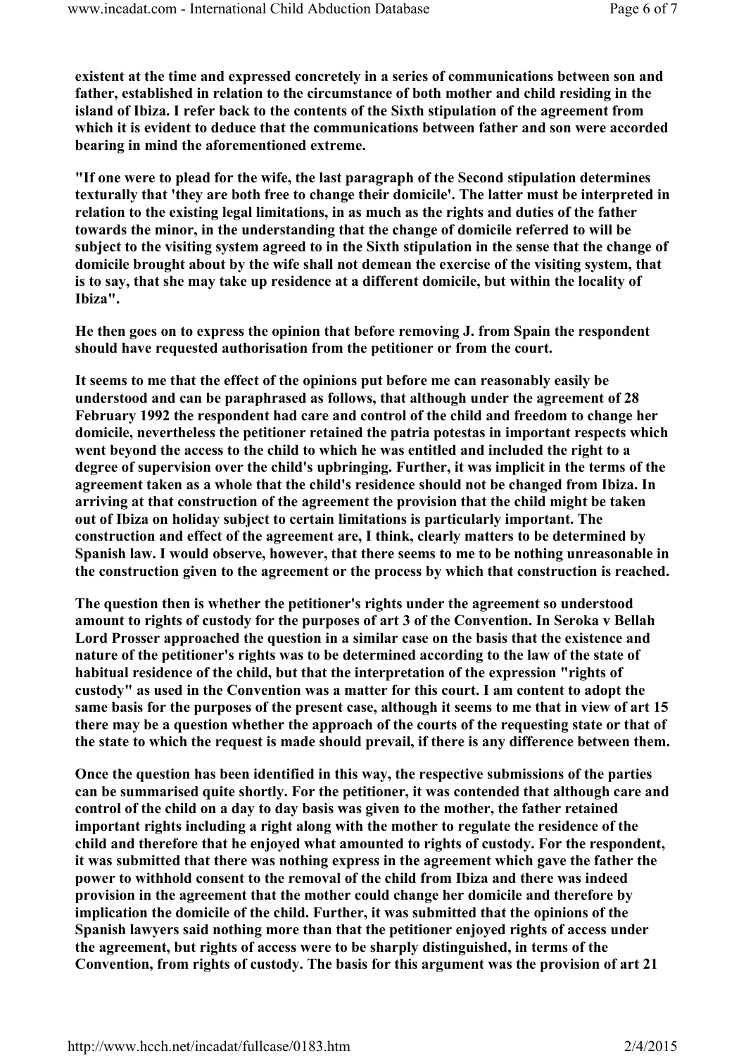**existent at the time and expressed concretely in a series of communications between son and father, established in relation to the circumstance of both mother and child residing in the island of Ibiza. I refer back to the contents of the Sixth stipulation of the agreement from which it is evident to deduce that the communications between father and son were accorded bearing in mind the aforementioned extreme.**

**"If one were to plead for the wife, the last paragraph of the Second stipulation determines texturally that 'they are both free to change their domicile'. The latter must be interpreted in relation to the existing legal limitations, in as much as the rights and duties of the father towards the minor, in the understanding that the change of domicile referred to will be subject to the visiting system agreed to in the Sixth stipulation in the sense that the change of domicile brought about by the wife shall not demean the exercise of the visiting system, that is to say, that she may take up residence at a different domicile, but within the locality of Ibiza".**

**He then goes on to express the opinion that before removing J. from Spain the respondent should have requested authorisation from the petitioner or from the court.**

**It seems to me that the effect of the opinions put before me can reasonably easily be understood and can be paraphrased as follows, that although under the agreement of 28 February 1992 the respondent had care and control of the child and freedom to change her domicile, nevertheless the petitioner retained the patria potestas in important respects which went beyond the access to the child to which he was entitled and included the right to a degree of supervision over the child's upbringing. Further, it was implicit in the terms of the agreement taken as a whole that the child's residence should not be changed from Ibiza. In arriving at that construction of the agreement the provision that the child might be taken out of Ibiza on holiday subject to certain limitations is particularly important. The construction and effect of the agreement are, I think, clearly matters to be determined by Spanish law. I would observe, however, that there seems to me to be nothing unreasonable in the construction given to the agreement or the process by which that construction is reached.**

**The question then is whether the petitioner's rights under the agreement so understood amount to rights of custody for the purposes of art 3 of the Convention. In Seroka v Bellah Lord Prosser approached the question in a similar case on the basis that the existence and nature of the petitioner's rights was to be determined according to the law of the state of habitual residence of the child, but that the interpretation of the expression "rights of custody" as used in the Convention was a matter for this court. I am content to adopt the same basis for the purposes of the present case, although it seems to me that in view of art 15 there may be a question whether the approach of the courts of the requesting state or that of the state to which the request is made should prevail, if there is any difference between them.**

**Once the question has been identified in this way, the respective submissions of the parties can be summarised quite shortly. For the petitioner, it was contended that although care and control of the child on a day to day basis was given to the mother, the father retained important rights including a right along with the mother to regulate the residence of the child and therefore that he enjoyed what amounted to rights of custody. For the respondent, it was submitted that there was nothing express in the agreement which gave the father the power to withhold consent to the removal of the child from Ibiza and there was indeed provision in the agreement that the mother could change her domicile and therefore by implication the domicile of the child. Further, it was submitted that the opinions of the Spanish lawyers said nothing more than that the petitioner enjoyed rights of access under the agreement, but rights of access were to be sharply distinguished, in terms of the Convention, from rights of custody. The basis for this argument was the provision of art 21**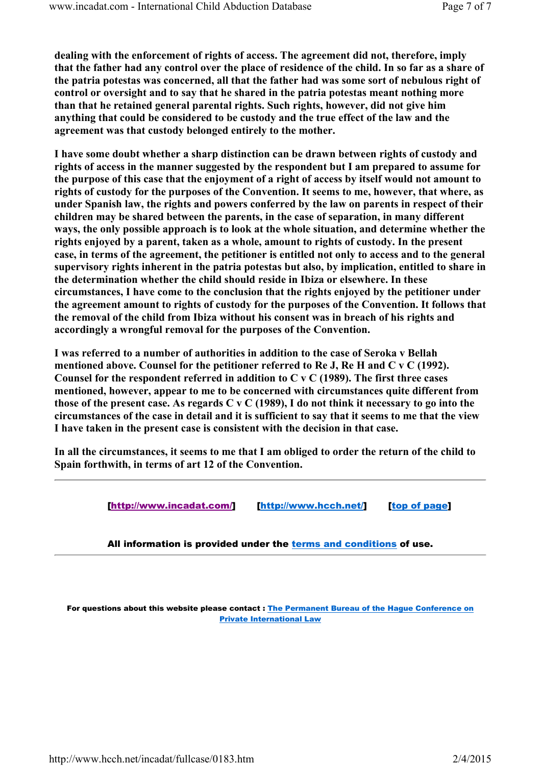**dealing with the enforcement of rights of access. The agreement did not, therefore, imply that the father had any control over the place of residence of the child. In so far as a share of the patria potestas was concerned, all that the father had was some sort of nebulous right of control or oversight and to say that he shared in the patria potestas meant nothing more than that he retained general parental rights. Such rights, however, did not give him anything that could be considered to be custody and the true effect of the law and the agreement was that custody belonged entirely to the mother.**

**I have some doubt whether a sharp distinction can be drawn between rights of custody and rights of access in the manner suggested by the respondent but I am prepared to assume for the purpose of this case that the enjoyment of a right of access by itself would not amount to rights of custody for the purposes of the Convention. It seems to me, however, that where, as under Spanish law, the rights and powers conferred by the law on parents in respect of their children may be shared between the parents, in the case of separation, in many different ways, the only possible approach is to look at the whole situation, and determine whether the rights enjoyed by a parent, taken as a whole, amount to rights of custody. In the present case, in terms of the agreement, the petitioner is entitled not only to access and to the general supervisory rights inherent in the patria potestas but also, by implication, entitled to share in the determination whether the child should reside in Ibiza or elsewhere. In these circumstances, I have come to the conclusion that the rights enjoyed by the petitioner under the agreement amount to rights of custody for the purposes of the Convention. It follows that the removal of the child from Ibiza without his consent was in breach of his rights and accordingly a wrongful removal for the purposes of the Convention.**

**I was referred to a number of authorities in addition to the case of Seroka v Bellah mentioned above. Counsel for the petitioner referred to Re J, Re H and C v C (1992). Counsel for the respondent referred in addition to C v C (1989). The first three cases mentioned, however, appear to me to be concerned with circumstances quite different from those of the present case. As regards C v C (1989), I do not think it necessary to go into the circumstances of the case in detail and it is sufficient to say that it seems to me that the view I have taken in the present case is consistent with the decision in that case.**

**In all the circumstances, it seems to me that I am obliged to order the return of the child to Spain forthwith, in terms of art 12 of the Convention.**

---

**[http://www.incadat.com/]** **[http://www.hcch.net/]** **[top of page]**

**All information is provided under the terms and conditions of use.**

---

**For questions about this website please contact : The Permanent Bureau of the Hague Conference on Private International Law**